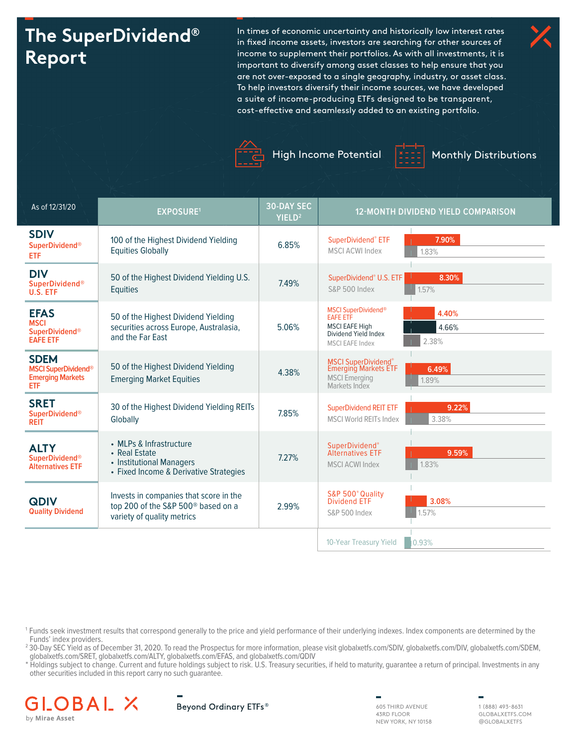# The SuperDividend® Report

In times of economic uncertainty and historically low interest rates in fixed income assets, investors are searching for other sources of income to supplement their portfolios. As with all investments, it is important to diversify among asset classes to help ensure that you are not over-exposed to a single geography, industry, or asset class. To help investors diversify their income sources, we have developed a suite of income-producing ETFs designed to be transparent, cost-effective and seamlessly added to an existing portfolio.

High Income Potential

Monthly Distributions

| As of 12/31/20 | EXPOSURE[1] | 30-DAY SEC YIELD[2] | 12-MONTH DIVIDEND YIELD COMPARISON | |
|---|---|---|---|---|
| **SDIV** SuperDividend® ETF | 100 of the Highest Dividend Yielding Equities Globally | 6.85% | SuperDividend® ETF | 7.90% |
| | | | MSCI ACWI Index | 1.83% |
| **DIV** SuperDividend® U.S. ETF | 50 of the Highest Dividend Yielding U.S. Equities | 7.49% | SuperDividend® U.S. ETF | 8.30% |
| | | | S&P 500 Index | 1.57% |
| **EFAS** MSCI SuperDividend® EAFE ETF | 50 of the Highest Dividend Yielding securities across Europe, Australasia, and the Far East | 5.06% | MSCI SuperDividend® EAFE ETF | 4.40% |
| | | | MSCI EAFE High Dividend Yield Index | 4.66% |
| | | | MSCI EAFE Index | 2.38% |
| **SDEM** MSCI SuperDividend® Emerging Markets ETF | 50 of the Highest Dividend Yielding Emerging Market Equities | 4.38% | MSCI SuperDividend® Emerging Markets ETF | 6.49% |
| | | | MSCI Emerging Markets Index | 1.89% |
| **SRET** SuperDividend® REIT | 30 of the Highest Dividend Yielding REITs Globally | 7.85% | SuperDividend REIT ETF | 9.22% |
| | | | MSCI World REITs Index | 3.38% |
| **ALTY** SuperDividend® Alternatives ETF | • MLPs & Infrastructure<br>• Real Estate<br>• Institutional Managers<br>• Fixed Income & Derivative Strategies | 7.27% | SuperDividend® Alternatives ETF | 9.59% |
| | | | MSCI ACWI Index | 1.83% |
| **QDIV** Quality Dividend | Invests in companies that score in the top 200 of the S&P 500® based on a variety of quality metrics | 2.99% | S&P 500® Quality Dividend ETF | 3.08% |
| | | | S&P 500 Index | 1.57% |
| | | | 10-Year Treasury Yield | 0.93% |

[1] Funds seek investment results that correspond generally to the price and yield performance of their underlying indexes. Index components are determined by the Funds' index providers.

[2] 30-Day SEC Yield as of December 31, 2020. To read the Prospectus for more information, please visit globalxetfs.com/SDIV, globalxetfs.com/DIV, globalxetfs.com/SDEM, globalxetfs.com/SRET, globalxetfs.com/ALTY, globalxetfs.com/EFAS, and globalxetfs.com/QDIV

\* Holdings subject to change. Current and future holdings subject to risk. U.S. Treasury securities, if held to maturity, guarantee a return of principal. Investments in any other securities included in this report carry no such guarantee.

GLOBAL X by Mirae Asset

Beyond Ordinary ETFs®

605 THIRD AVENUE
43RD FLOOR
NEW YORK, NY 10158

1 (888) 493-8631
GLOBALXETFS.COM
@GLOBALXETFS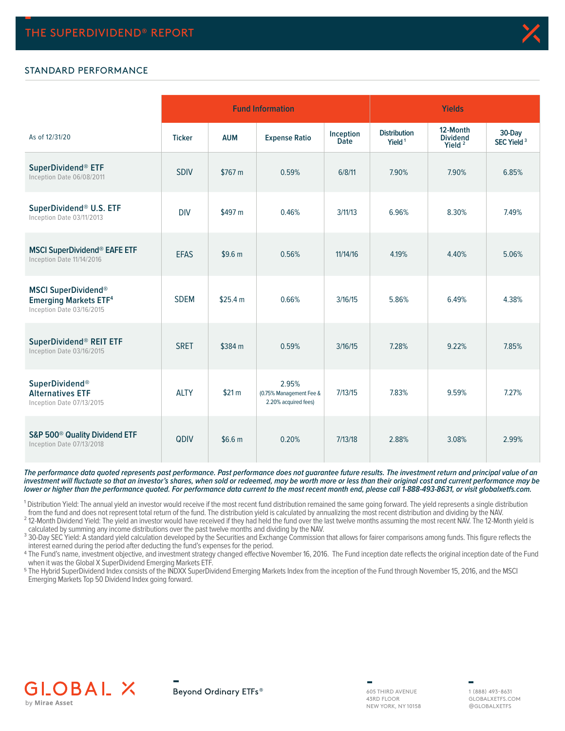## STANDARD PERFORMANCE

| As of 12/31/20 | Fund Information | | | | Yields | | |
|---|---|---|---|---|---|---|---|
| | Ticker | AUM | Expense Ratio | Inception Date | Distribution Yield [1] | 12-Month Dividend Yield [2] | 30-Day SEC Yield [3] |
| **SuperDividend® ETF** Inception Date 06/08/2011 | SDIV | $767 m | 0.59% | 6/8/11 | 7.90% | 7.90% | 6.85% |
| **SuperDividend® U.S. ETF** Inception Date 03/11/2013 | DIV | $497 m | 0.46% | 3/11/13 | 6.96% | 8.30% | 7.49% |
| **MSCI SuperDividend® EAFE ETF** Inception Date 11/14/2016 | EFAS | $9.6 m | 0.56% | 11/14/16 | 4.19% | 4.40% | 5.06% |
| **MSCI SuperDividend® Emerging Markets ETF**[4] Inception Date 03/16/2015 | SDEM | $25.4 m | 0.66% | 3/16/15 | 5.86% | 6.49% | 4.38% |
| **SuperDividend® REIT ETF** Inception Date 03/16/2015 | SRET | $384 m | 0.59% | 3/16/15 | 7.28% | 9.22% | 7.85% |
| **SuperDividend® Alternatives ETF** Inception Date 07/13/2015 | ALTY | $21 m | 2.95% (0.75% Management Fee & 2.20% acquired fees) | 7/13/15 | 7.83% | 9.59% | 7.27% |
| **S&P 500® Quality Dividend ETF** Inception Date 07/13/2018 | QDIV | $6.6 m | 0.20% | 7/13/18 | 2.88% | 3.08% | 2.99% |

***The performance data quoted represents past performance. Past performance does not guarantee future results. The investment return and principal value of an investment will fluctuate so that an investor's shares, when sold or redeemed, may be worth more or less than their original cost and current performance may be lower or higher than the performance quoted. For performance data current to the most recent month end, please call 1-888-493-8631, or visit globalxetfs.com.***

[1] Distribution Yield: The annual yield an investor would receive if the most recent fund distribution remained the same going forward. The yield represents a single distribution from the fund and does not represent total return of the fund. The distribution yield is calculated by annualizing the most recent distribution and dividing by the NAV.

[2] 12-Month Dividend Yield: The yield an investor would have received if they had held the fund over the last twelve months assuming the most recent NAV. The 12-Month yield is calculated by summing any income distributions over the past twelve months and dividing by the NAV.

[3] 30-Day SEC Yield: A standard yield calculation developed by the Securities and Exchange Commission that allows for fairer comparisons among funds. This figure reflects the interest earned during the period after deducting the fund's expenses for the period.

[4] The Fund's name, investment objective, and investment strategy changed effective November 16, 2016. The Fund inception date reflects the original inception date of the Fund when it was the Global X SuperDividend Emerging Markets ETF.

[5] The Hybrid SuperDividend Index consists of the INDXX SuperDividend Emerging Markets Index from the inception of the Fund through November 15, 2016, and the MSCI Emerging Markets Top 50 Dividend Index going forward.

GLOBAL X by Mirae Asset

Beyond Ordinary ETFs®

605 THIRD AVENUE
43RD FLOOR
NEW YORK, NY 10158

1 (888) 493-8631
GLOBALXETFS.COM
@GLOBALXETFS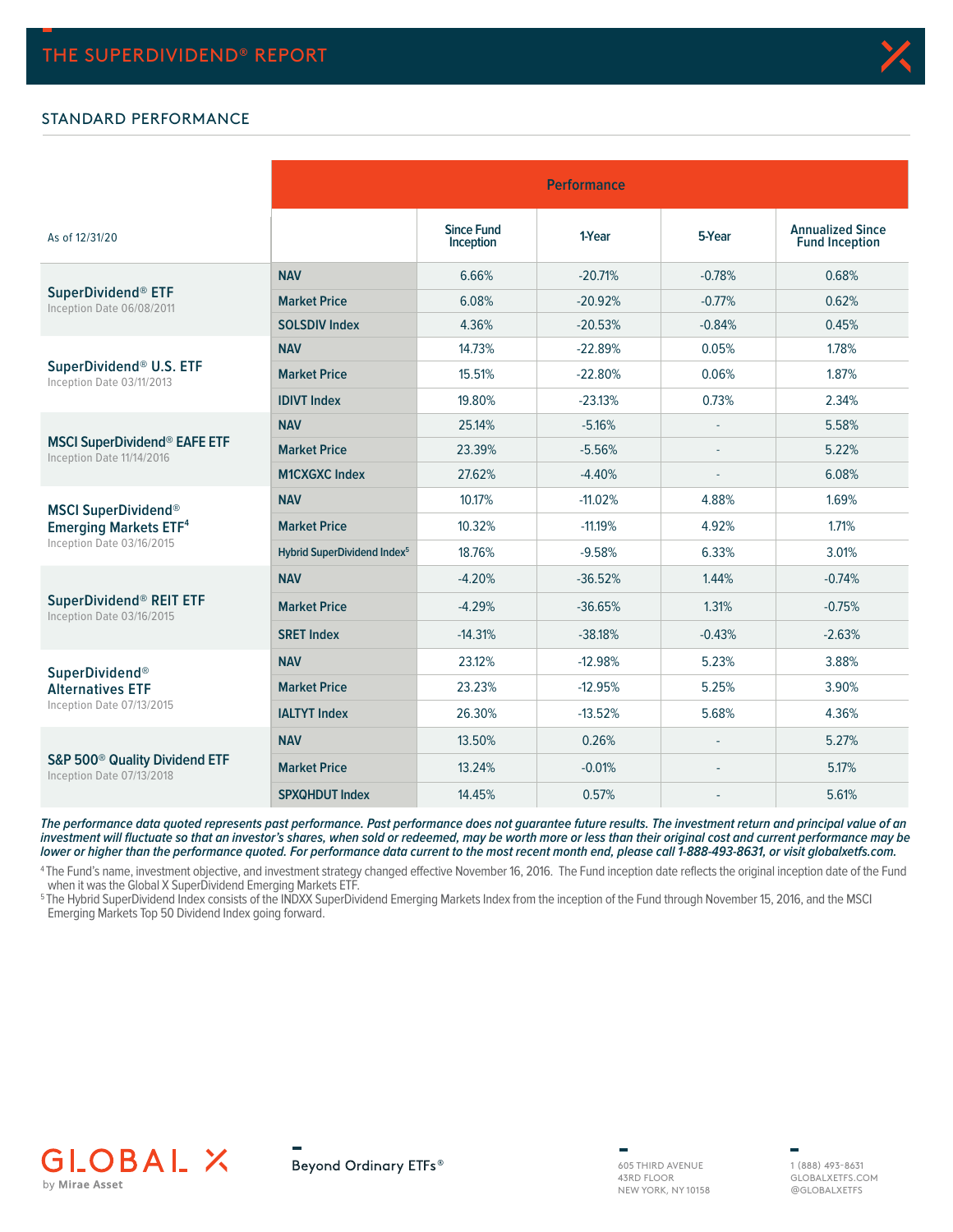## STANDARD PERFORMANCE

| As of 12/31/20 | | Performance | | | |
|---|---|---|---|---|---|
| | | Since Fund Inception | 1-Year | 5-Year | Annualized Since Fund Inception |
| **SuperDividend® ETF** Inception Date 06/08/2011 | **NAV** | 6.66% | -20.71% | -0.78% | 0.68% |
| | **Market Price** | 6.08% | -20.92% | -0.77% | 0.62% |
| | **SOLSDIV Index** | 4.36% | -20.53% | -0.84% | 0.45% |
| **SuperDividend® U.S. ETF** Inception Date 03/11/2013 | **NAV** | 14.73% | -22.89% | 0.05% | 1.78% |
| | **Market Price** | 15.51% | -22.80% | 0.06% | 1.87% |
| | **IDIVT Index** | 19.80% | -23.13% | 0.73% | 2.34% |
| **MSCI SuperDividend® EAFE ETF** Inception Date 11/14/2016 | **NAV** | 25.14% | -5.16% | - | 5.58% |
| | **Market Price** | 23.39% | -5.56% | - | 5.22% |
| | **M1CXGXC Index** | 27.62% | -4.40% | - | 6.08% |
| **MSCI SuperDividend® Emerging Markets ETF[4]** Inception Date 03/16/2015 | **NAV** | 10.17% | -11.02% | 4.88% | 1.69% |
| | **Market Price** | 10.32% | -11.19% | 4.92% | 1.71% |
| | **Hybrid SuperDividend Index[5]** | 18.76% | -9.58% | 6.33% | 3.01% |
| **SuperDividend® REIT ETF** Inception Date 03/16/2015 | **NAV** | -4.20% | -36.52% | 1.44% | -0.74% |
| | **Market Price** | -4.29% | -36.65% | 1.31% | -0.75% |
| | **SRET Index** | -14.31% | -38.18% | -0.43% | -2.63% |
| **SuperDividend® Alternatives ETF** Inception Date 07/13/2015 | **NAV** | 23.12% | -12.98% | 5.23% | 3.88% |
| | **Market Price** | 23.23% | -12.95% | 5.25% | 3.90% |
| | **IALTYT Index** | 26.30% | -13.52% | 5.68% | 4.36% |
| **S&P 500® Quality Dividend ETF** Inception Date 07/13/2018 | **NAV** | 13.50% | 0.26% | - | 5.27% |
| | **Market Price** | 13.24% | -0.01% | - | 5.17% |
| | **SPXQHDUT Index** | 14.45% | 0.57% | - | 5.61% |

***The performance data quoted represents past performance. Past performance does not guarantee future results. The investment return and principal value of an investment will fluctuate so that an investor's shares, when sold or redeemed, may be worth more or less than their original cost and current performance may be lower or higher than the performance quoted. For performance data current to the most recent month end, please call 1-888-493-8631, or visit globalxetfs.com.***

[4] The Fund's name, investment objective, and investment strategy changed effective November 16, 2016. The Fund inception date reflects the original inception date of the Fund when it was the Global X SuperDividend Emerging Markets ETF.

[5] The Hybrid SuperDividend Index consists of the INDXX SuperDividend Emerging Markets Index from the inception of the Fund through November 15, 2016, and the MSCI Emerging Markets Top 50 Dividend Index going forward.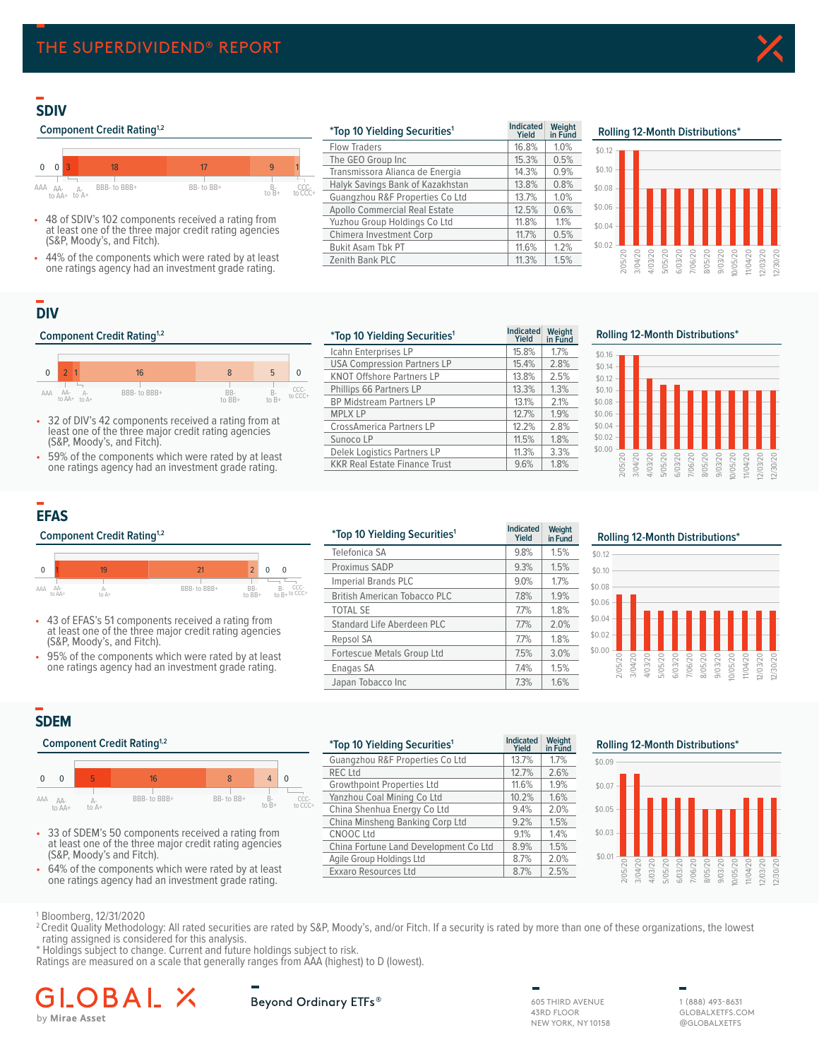# THE SUPERDIVIDEND® REPORT

## SDIV

### Component Credit Rating[1,2]

| AAA | AA- to AA+ | A- to A+ | BBB- to BBB+ | BB- to BB+ | B- to B+ | CCC- to CCC+ |
|---|---|---|---|---|---|---|
| 0 | 0 | 3 | 18 | 17 | 9 | 1 |

- 48 of SDIV's 102 components received a rating from at least one of the three major credit rating agencies (S&P, Moody's, and Fitch).
- 44% of the components which were rated by at least one ratings agency had an investment grade rating.

### *Top 10 Yielding Securities[1]

| | Indicated Yield | Weight in Fund |
|---|---|---|
| Flow Traders | 16.8% | 1.0% |
| The GEO Group Inc | 15.3% | 0.5% |
| Transmissora Alianca de Energia | 14.3% | 0.9% |
| Halyk Savings Bank of Kazakhstan | 13.8% | 0.8% |
| Guangzhou R&F Properties Co Ltd | 13.7% | 1.0% |
| Apollo Commercial Real Estate | 12.5% | 0.6% |
| Yuzhou Group Holdings Co Ltd | 11.8% | 1.1% |
| Chimera Investment Corp | 11.7% | 0.5% |
| Bukit Asam Tbk PT | 11.6% | 1.2% |
| Zenith Bank PLC | 11.3% | 1.5% |

### Rolling 12-Month Distributions*

## DIV

### Component Credit Rating[1,2]

| AAA | AA- to AA+ | A- to A+ | BBB- to BBB+ | BB- to BB+ | B- to B+ | CCC- to CCC+ |
|---|---|---|---|---|---|---|
| 0 | 2 | 1 | 16 | 8 | 5 | 0 |

- 32 of DIV's 42 components received a rating from at least one of the three major credit rating agencies (S&P, Moody's, and Fitch).
- 59% of the components which were rated by at least one ratings agency had an investment grade rating.

### *Top 10 Yielding Securities[1]

| | Indicated Yield | Weight in Fund |
|---|---|---|
| Icahn Enterprises LP | 15.8% | 1.7% |
| USA Compression Partners LP | 15.4% | 2.8% |
| KNOT Offshore Partners LP | 13.8% | 2.5% |
| Phillips 66 Partners LP | 13.3% | 1.3% |
| BP Midstream Partners LP | 13.1% | 2.1% |
| MPLX LP | 12.7% | 1.9% |
| CrossAmerica Partners LP | 12.2% | 2.8% |
| Sunoco LP | 11.5% | 1.8% |
| Delek Logistics Partners LP | 11.3% | 3.3% |
| KKR Real Estate Finance Trust | 9.6% | 1.8% |

### Rolling 12-Month Distributions*

## EFAS

### Component Credit Rating[1,2]

| AAA | AA- to AA+ | A- to A+ | BBB- to BBB+ | BB- to BB+ | B- to B+ | CCC- to CCC+ |
|---|---|---|---|---|---|---|
| 0 | 1 | 19 | 21 | 2 | 0 | 0 |

- 43 of EFAS's 51 components received a rating from at least one of the three major credit rating agencies (S&P, Moody's, and Fitch).
- 95% of the components which were rated by at least one ratings agency had an investment grade rating.

### *Top 10 Yielding Securities[1]

| | Indicated Yield | Weight in Fund |
|---|---|---|
| Telefonica SA | 9.8% | 1.5% |
| Proximus SADP | 9.3% | 1.5% |
| Imperial Brands PLC | 9.0% | 1.7% |
| British American Tobacco PLC | 7.8% | 1.9% |
| TOTAL SE | 7.7% | 1.8% |
| Standard Life Aberdeen PLC | 7.7% | 2.0% |
| Repsol SA | 7.7% | 1.8% |
| Fortescue Metals Group Ltd | 7.5% | 3.0% |
| Enagas SA | 7.4% | 1.5% |
| Japan Tobacco Inc | 7.3% | 1.6% |

### Rolling 12-Month Distributions*

## SDEM

### Component Credit Rating[1,2]

| AAA | AA- to AA+ | A- to A+ | BBB- to BBB+ | BB- to BB+ | B- to B+ | CCC- to CCC+ |
|---|---|---|---|---|---|---|
| 0 | 0 | 5 | 16 | 8 | 4 | 0 |

- 33 of SDEM's 50 components received a rating from at least one of the three major credit rating agencies (S&P, Moody's, and Fitch).
- 64% of the components which were rated by at least one ratings agency had an investment grade rating.

### *Top 10 Yielding Securities[1]

| | Indicated Yield | Weight in Fund |
|---|---|---|
| Guangzhou R&F Properties Co Ltd | 13.7% | 1.7% |
| REC Ltd | 12.7% | 2.6% |
| Growthpoint Properties Ltd | 11.6% | 1.9% |
| Yanzhou Coal Mining Co Ltd | 10.2% | 1.6% |
| China Shenhua Energy Co Ltd | 9.4% | 2.0% |
| China Minsheng Banking Corp Ltd | 9.2% | 1.5% |
| CNOOC Ltd | 9.1% | 1.4% |
| China Fortune Land Development Co Ltd | 8.9% | 1.5% |
| Agile Group Holdings Ltd | 8.7% | 2.0% |
| Exxaro Resources Ltd | 8.7% | 2.5% |

### Rolling 12-Month Distributions*

[1] Bloomberg, 12/31/2020
[2] Credit Quality Methodology: All rated securities are rated by S&P, Moody's, and/or Fitch. If a security is rated by more than one of these organizations, the lowest rating assigned is considered for this analysis.
* Holdings subject to change. Current and future holdings subject to risk.
Ratings are measured on a scale that generally ranges from AAA (highest) to D (lowest).

GLOBAL X by Mirae Asset

Beyond Ordinary ETFs®

605 THIRD AVENUE
43RD FLOOR
NEW YORK, NY 10158

1 (888) 493-8631
GLOBALXETFS.COM
@GLOBALXETFS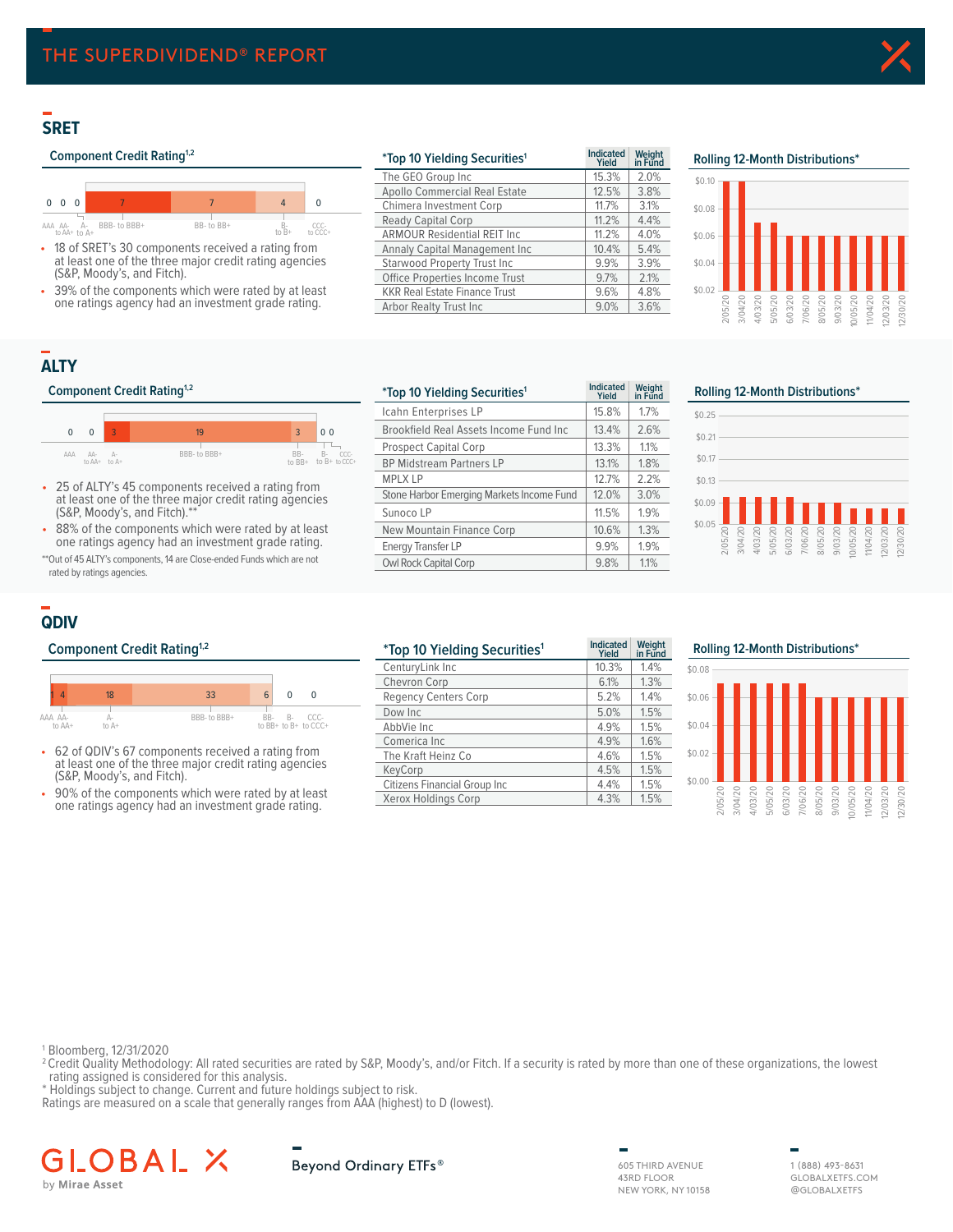# THE SUPERDIVIDEND® REPORT

## SRET

### Component Credit Rating[1,2]

| AAA | AA- to AA+ | A- to A+ | BBB- to BBB+ | BB- to BB+ | B- to B+ | CCC- to CCC+ |
|---|---|---|---|---|---|---|
| 0 | 0 | 0 | 7 | 7 | 4 | 0 |

- 18 of SRET's 30 components received a rating from at least one of the three major credit rating agencies (S&P, Moody's, and Fitch).
- 39% of the components which were rated by at least one ratings agency had an investment grade rating.

### *Top 10 Yielding Securities[1]

| | Indicated Yield | Weight in Fund |
|---|---|---|
| The GEO Group Inc | 15.3% | 2.0% |
| Apollo Commercial Real Estate | 12.5% | 3.8% |
| Chimera Investment Corp | 11.7% | 3.1% |
| Ready Capital Corp | 11.2% | 4.4% |
| ARMOUR Residential REIT Inc | 11.2% | 4.0% |
| Annaly Capital Management Inc | 10.4% | 5.4% |
| Starwood Property Trust Inc | 9.9% | 3.9% |
| Office Properties Income Trust | 9.7% | 2.1% |
| KKR Real Estate Finance Trust | 9.6% | 4.8% |
| Arbor Realty Trust Inc | 9.0% | 3.6% |

### Rolling 12-Month Distributions*

## ALTY

### Component Credit Rating[1,2]

| AAA | AA- to AA+ | A- to A+ | BBB- to BBB+ | BB- to BB+ | B- to B+ | CCC- to CCC+ |
|---|---|---|---|---|---|---|
| 0 | 0 | 3 | 19 | 3 | 0 | 0 |

- 25 of ALTY's 45 components received a rating from at least one of the three major credit rating agencies (S&P, Moody's, and Fitch).**
- 88% of the components which were rated by at least one ratings agency had an investment grade rating.

**Out of 45 ALTY's components, 14 are Close-ended Funds which are not rated by ratings agencies.

### *Top 10 Yielding Securities[1]

| | Indicated Yield | Weight in Fund |
|---|---|---|
| Icahn Enterprises LP | 15.8% | 1.7% |
| Brookfield Real Assets Income Fund Inc | 13.4% | 2.6% |
| Prospect Capital Corp | 13.3% | 1.1% |
| BP Midstream Partners LP | 13.1% | 1.8% |
| MPLX LP | 12.7% | 2.2% |
| Stone Harbor Emerging Markets Income Fund | 12.0% | 3.0% |
| Sunoco LP | 11.5% | 1.9% |
| New Mountain Finance Corp | 10.6% | 1.3% |
| Energy Transfer LP | 9.9% | 1.9% |
| Owl Rock Capital Corp | 9.8% | 1.1% |

### Rolling 12-Month Distributions*

## QDIV

### Component Credit Rating[1,2]

| AAA | AA- to AA+ | A- to A+ | BBB- to BBB+ | BB- to BB+ | B- to B+ | CCC- to CCC+ |
|---|---|---|---|---|---|---|
| 1 | 4 | 18 | 33 | 6 | 0 | 0 |

- 62 of QDIV's 67 components received a rating from at least one of the three major credit rating agencies (S&P, Moody's, and Fitch).
- 90% of the components which were rated by at least one ratings agency had an investment grade rating.

### *Top 10 Yielding Securities[1]

| | Indicated Yield | Weight in Fund |
|---|---|---|
| CenturyLink Inc | 10.3% | 1.4% |
| Chevron Corp | 6.1% | 1.3% |
| Regency Centers Corp | 5.2% | 1.4% |
| Dow Inc | 5.0% | 1.5% |
| AbbVie Inc | 4.9% | 1.5% |
| Comerica Inc | 4.9% | 1.6% |
| The Kraft Heinz Co | 4.6% | 1.5% |
| KeyCorp | 4.5% | 1.5% |
| Citizens Financial Group Inc | 4.4% | 1.5% |
| Xerox Holdings Corp | 4.3% | 1.5% |

### Rolling 12-Month Distributions*

[1] Bloomberg, 12/31/2020
[2] Credit Quality Methodology: All rated securities are rated by S&P, Moody's, and/or Fitch. If a security is rated by more than one of these organizations, the lowest rating assigned is considered for this analysis.
* Holdings subject to change. Current and future holdings subject to risk.
Ratings are measured on a scale that generally ranges from AAA (highest) to D (lowest).

GLOBAL X by Mirae Asset

Beyond Ordinary ETFs®

605 THIRD AVENUE
43RD FLOOR
NEW YORK, NY 10158

1 (888) 493-8631
GLOBALXETFS.COM
@GLOBALXETFS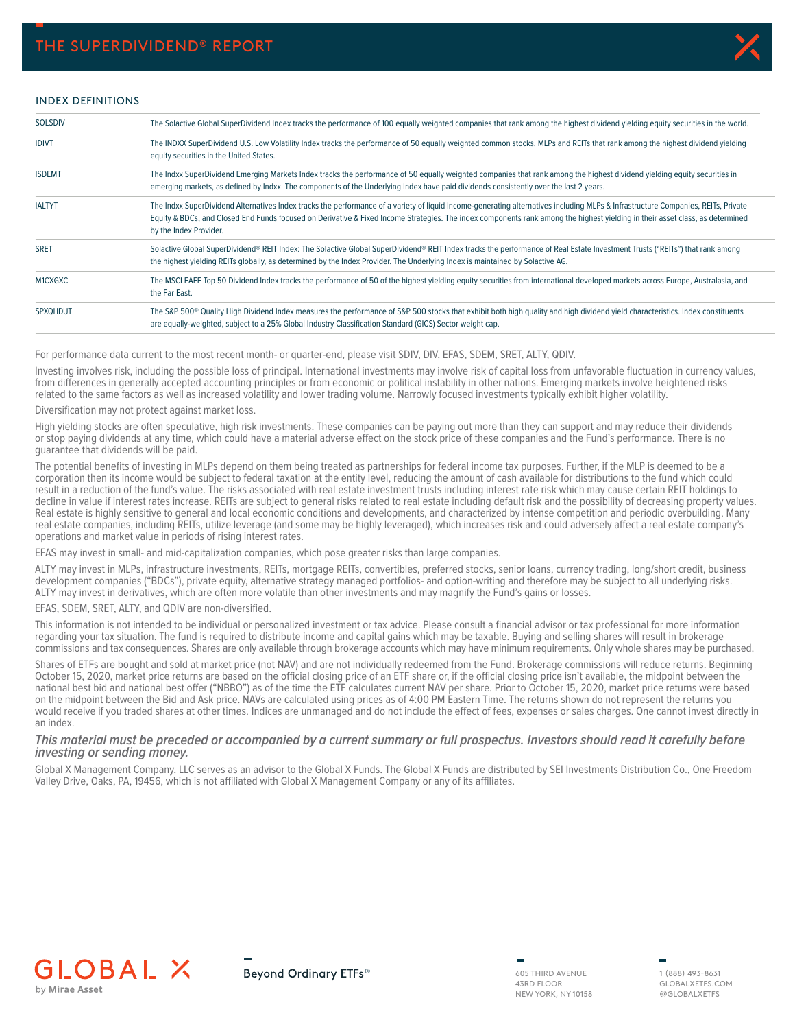## INDEX DEFINITIONS

| | |
|---|---|
| SOLSDIV | The Solactive Global SuperDividend Index tracks the performance of 100 equally weighted companies that rank among the highest dividend yielding equity securities in the world. |
| IDIVT | The INDXX SuperDividend U.S. Low Volatility Index tracks the performance of 50 equally weighted common stocks, MLPs and REITs that rank among the highest dividend yielding equity securities in the United States. |
| ISDEMT | The Indxx SuperDividend Emerging Markets Index tracks the performance of 50 equally weighted companies that rank among the highest dividend yielding equity securities in emerging markets, as defined by Indxx. The components of the Underlying Index have paid dividends consistently over the last 2 years. |
| IALTYT | The Indxx SuperDividend Alternatives Index tracks the performance of a variety of liquid income-generating alternatives including MLPs & Infrastructure Companies, REITs, Private Equity & BDCs, and Closed End Funds focused on Derivative & Fixed Income Strategies. The index components rank among the highest yielding in their asset class, as determined by the Index Provider. |
| SRET | Solactive Global SuperDividend® REIT Index: The Solactive Global SuperDividend® REIT Index tracks the performance of Real Estate Investment Trusts ("REITs") that rank among the highest yielding REITs globally, as determined by the Index Provider. The Underlying Index is maintained by Solactive AG. |
| M1CXGXC | The MSCI EAFE Top 50 Dividend Index tracks the performance of 50 of the highest yielding equity securities from international developed markets across Europe, Australasia, and the Far East. |
| SPXQHDUT | The S&P 500® Quality High Dividend Index measures the performance of S&P 500 stocks that exhibit both high quality and high dividend yield characteristics. Index constituents are equally-weighted, subject to a 25% Global Industry Classification Standard (GICS) Sector weight cap. |

For performance data current to the most recent month- or quarter-end, please visit SDIV, DIV, EFAS, SDEM, SRET, ALTY, QDIV.

Investing involves risk, including the possible loss of principal. International investments may involve risk of capital loss from unfavorable fluctuation in currency values, from differences in generally accepted accounting principles or from economic or political instability in other nations. Emerging markets involve heightened risks related to the same factors as well as increased volatility and lower trading volume. Narrowly focused investments typically exhibit higher volatility.

Diversification may not protect against market loss.

High yielding stocks are often speculative, high risk investments. These companies can be paying out more than they can support and may reduce their dividends or stop paying dividends at any time, which could have a material adverse effect on the stock price of these companies and the Fund's performance. There is no guarantee that dividends will be paid.

The potential benefits of investing in MLPs depend on them being treated as partnerships for federal income tax purposes. Further, if the MLP is deemed to be a corporation then its income would be subject to federal taxation at the entity level, reducing the amount of cash available for distributions to the fund which could result in a reduction of the fund's value. The risks associated with real estate investment trusts including interest rate risk which may cause certain REIT holdings to decline in value if interest rates increase. REITs are subject to general risks related to real estate including default risk and the possibility of decreasing property values. Real estate is highly sensitive to general and local economic conditions and developments, and characterized by intense competition and periodic overbuilding. Many real estate companies, including REITs, utilize leverage (and some may be highly leveraged), which increases risk and could adversely affect a real estate company's operations and market value in periods of rising interest rates.

EFAS may invest in small- and mid-capitalization companies, which pose greater risks than large companies.

ALTY may invest in MLPs, infrastructure investments, REITs, mortgage REITs, convertibles, preferred stocks, senior loans, currency trading, long/short credit, business development companies ("BDCs"), private equity, alternative strategy managed portfolios- and option-writing and therefore may be subject to all underlying risks. ALTY may invest in derivatives, which are often more volatile than other investments and may magnify the Fund's gains or losses.

EFAS, SDEM, SRET, ALTY, and QDIV are non-diversified.

This information is not intended to be individual or personalized investment or tax advice. Please consult a financial advisor or tax professional for more information regarding your tax situation. The fund is required to distribute income and capital gains which may be taxable. Buying and selling shares will result in brokerage commissions and tax consequences. Shares are only available through brokerage accounts which may have minimum requirements. Only whole shares may be purchased.

Shares of ETFs are bought and sold at market price (not NAV) and are not individually redeemed from the Fund. Brokerage commissions will reduce returns. Beginning October 15, 2020, market price returns are based on the official closing price of an ETF share or, if the official closing price isn't available, the midpoint between the national best bid and national best offer ("NBBO") as of the time the ETF calculates current NAV per share. Prior to October 15, 2020, market price returns were based on the midpoint between the Bid and Ask price. NAVs are calculated using prices as of 4:00 PM Eastern Time. The returns shown do not represent the returns you would receive if you traded shares at other times. Indices are unmanaged and do not include the effect of fees, expenses or sales charges. One cannot invest directly in an index.

***This material must be preceded or accompanied by a current summary or full prospectus. Investors should read it carefully before investing or sending money.***

Global X Management Company, LLC serves as an advisor to the Global X Funds. The Global X Funds are distributed by SEI Investments Distribution Co., One Freedom Valley Drive, Oaks, PA, 19456, which is not affiliated with Global X Management Company or any of its affiliates.

GLOBAL X by Mirae Asset

Beyond Ordinary ETFs®

605 THIRD AVENUE
43RD FLOOR
NEW YORK, NY 10158

1 (888) 493-8631
GLOBALXETFS.COM
@GLOBALXETFS